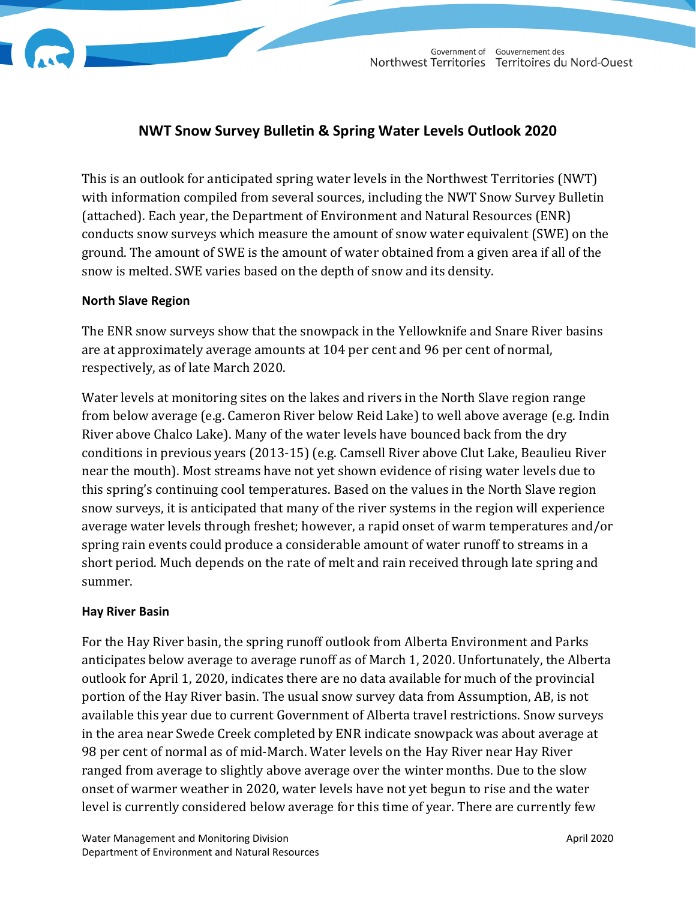# NWT Snow Survey Bulletin & Spring Water Levels Outlook 2020

This is an outlook for anticipated spring water levels in the Northwest Territories (NWT) with information compiled from several sources, including the NWT Snow Survey Bulletin (attached). Each year, the Department of Environment and Natural Resources (ENR) conducts snow surveys which measure the amount of snow water equivalent (SWE) on the ground. The amount of SWE is the amount of water obtained from a given area if all of the snow is melted. SWE varies based on the depth of snow and its density.

**North Slave Region**

The ENR snow surveys show that the snowpack in the Yellowknife and Snare River basins are at approximately average amounts at 104 per cent and 96 per cent of normal, respectively, as of late March 2020.

Water levels at monitoring sites on the lakes and rivers in the North Slave region range from below average (e.g. Cameron River below Reid Lake) to well above average (e.g. Indin River above Chalco Lake). Many of the water levels have bounced back from the dry conditions in previous years (2013-15) (e.g. Camsell River above Clut Lake, Beaulieu River near the mouth). Most streams have not yet shown evidence of rising water levels due to this spring's continuing cool temperatures. Based on the values in the North Slave region snow surveys, it is anticipated that many of the river systems in the region will experience average water levels through freshet; however, a rapid onset of warm temperatures and/or spring rain events could produce a considerable amount of water runoff to streams in a short period. Much depends on the rate of melt and rain received through late spring and summer.

**Hay River Basin**

For the Hay River basin, the spring runoff outlook from Alberta Environment and Parks anticipates below average to average runoff as of March 1, 2020. Unfortunately, the Alberta outlook for April 1, 2020, indicates there are no data available for much of the provincial portion of the Hay River basin. The usual snow survey data from Assumption, AB, is not available this year due to current Government of Alberta travel restrictions. Snow surveys in the area near Swede Creek completed by ENR indicate snowpack was about average at 98 per cent of normal as of mid-March. Water levels on the Hay River near Hay River ranged from average to slightly above average over the winter months. Due to the slow onset of warmer weather in 2020, water levels have not yet begun to rise and the water level is currently considered below average for this time of year. There are currently few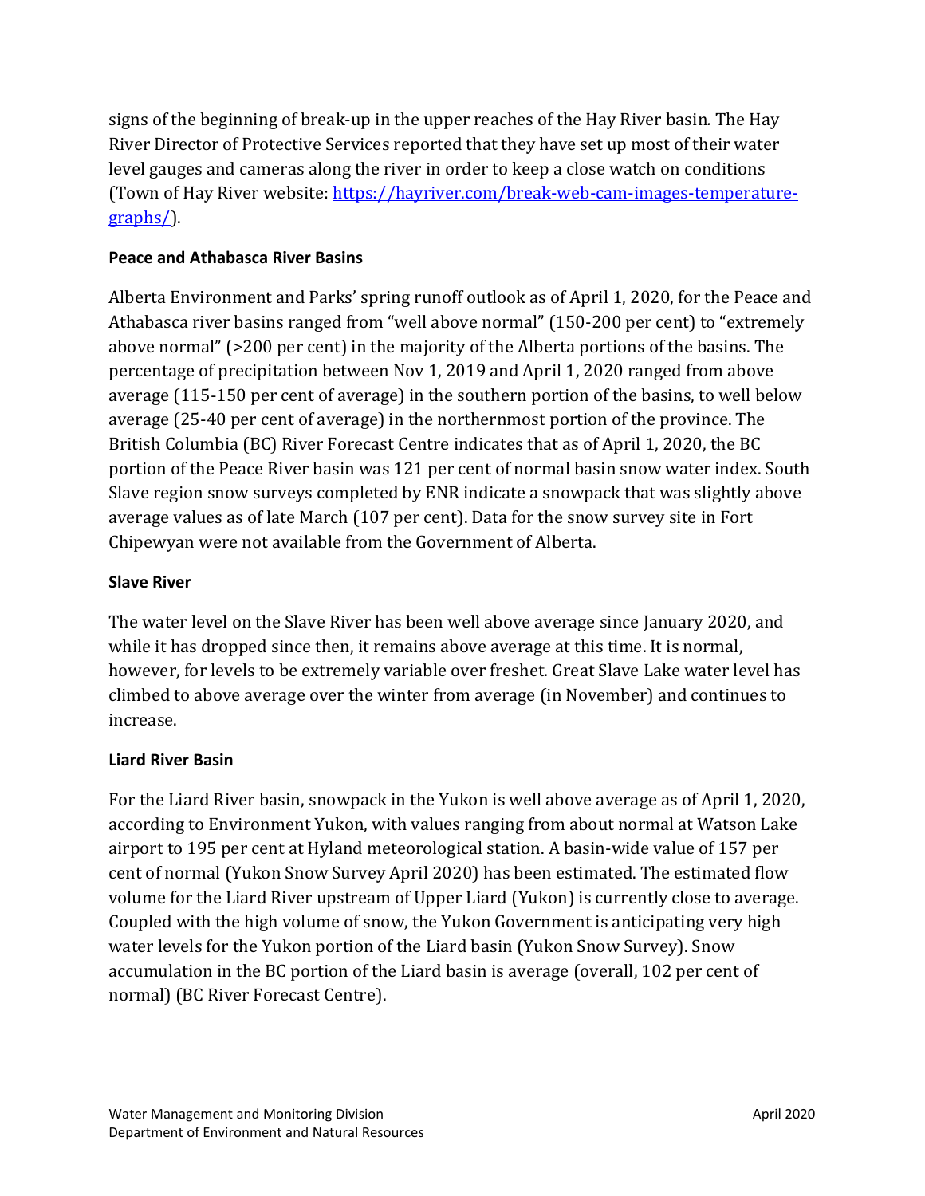signs of the beginning of break-up in the upper reaches of the Hay River basin. The Hay River Director of Protective Services reported that they have set up most of their water level gauges and cameras along the river in order to keep a close watch on conditions (Town of Hay River website: [https://hayriver.com/break-web-cam-images-temperature-graphs/](https://hayriver.com/break-web-cam-images-temperature-graphs/)).

**Peace and Athabasca River Basins**

Alberta Environment and Parks' spring runoff outlook as of April 1, 2020, for the Peace and Athabasca river basins ranged from "well above normal" (150-200 per cent) to "extremely above normal" (>200 per cent) in the majority of the Alberta portions of the basins. The percentage of precipitation between Nov 1, 2019 and April 1, 2020 ranged from above average (115-150 per cent of average) in the southern portion of the basins, to well below average (25-40 per cent of average) in the northernmost portion of the province. The British Columbia (BC) River Forecast Centre indicates that as of April 1, 2020, the BC portion of the Peace River basin was 121 per cent of normal basin snow water index. South Slave region snow surveys completed by ENR indicate a snowpack that was slightly above average values as of late March (107 per cent). Data for the snow survey site in Fort Chipewyan were not available from the Government of Alberta.

**Slave River**

The water level on the Slave River has been well above average since January 2020, and while it has dropped since then, it remains above average at this time. It is normal, however, for levels to be extremely variable over freshet. Great Slave Lake water level has climbed to above average over the winter from average (in November) and continues to increase.

**Liard River Basin**

For the Liard River basin, snowpack in the Yukon is well above average as of April 1, 2020, according to Environment Yukon, with values ranging from about normal at Watson Lake airport to 195 per cent at Hyland meteorological station. A basin-wide value of 157 per cent of normal (Yukon Snow Survey April 2020) has been estimated. The estimated flow volume for the Liard River upstream of Upper Liard (Yukon) is currently close to average. Coupled with the high volume of snow, the Yukon Government is anticipating very high water levels for the Yukon portion of the Liard basin (Yukon Snow Survey). Snow accumulation in the BC portion of the Liard basin is average (overall, 102 per cent of normal) (BC River Forecast Centre).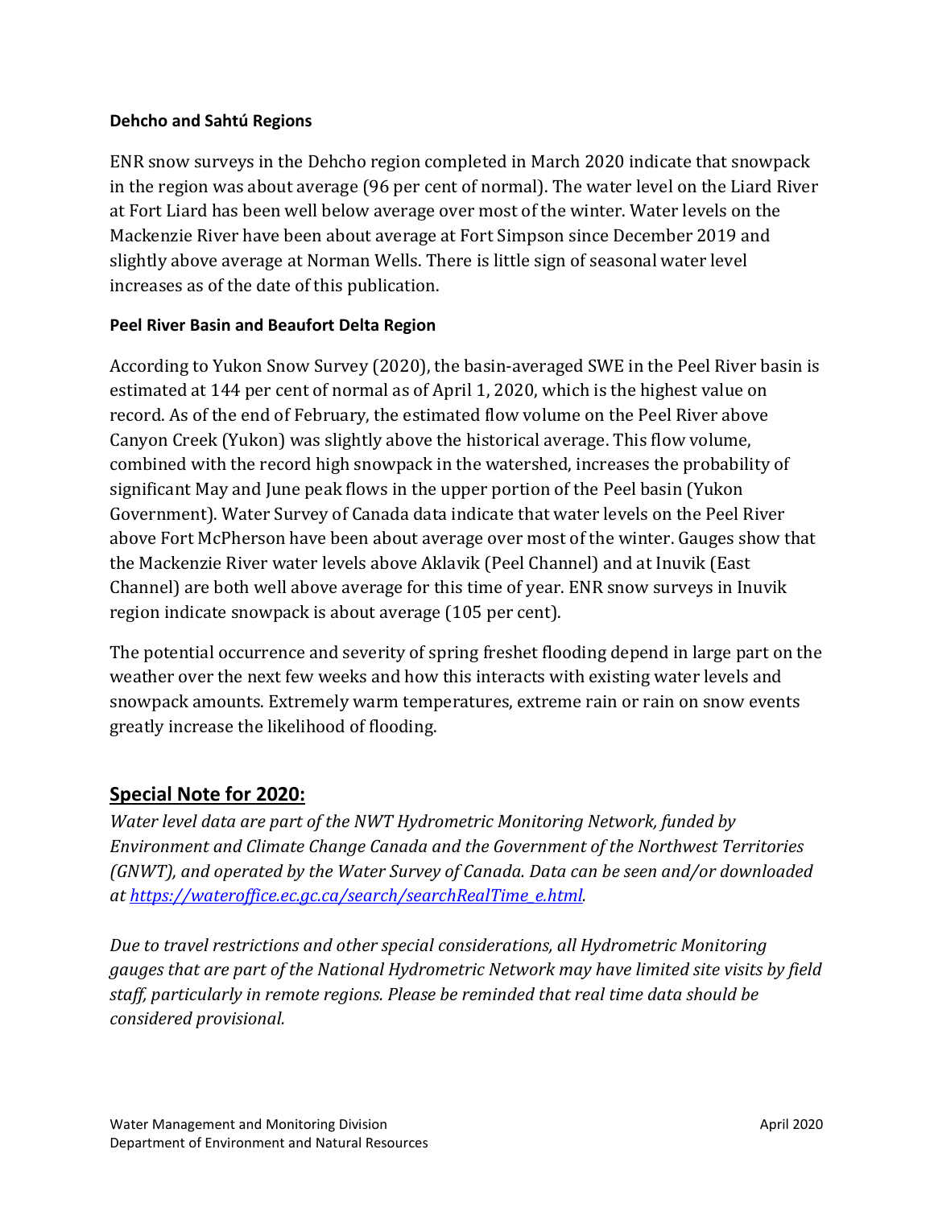**Dehcho and Sahtú Regions**

ENR snow surveys in the Dehcho region completed in March 2020 indicate that snowpack in the region was about average (96 per cent of normal). The water level on the Liard River at Fort Liard has been well below average over most of the winter. Water levels on the Mackenzie River have been about average at Fort Simpson since December 2019 and slightly above average at Norman Wells. There is little sign of seasonal water level increases as of the date of this publication.

**Peel River Basin and Beaufort Delta Region**

According to Yukon Snow Survey (2020), the basin-averaged SWE in the Peel River basin is estimated at 144 per cent of normal as of April 1, 2020, which is the highest value on record. As of the end of February, the estimated flow volume on the Peel River above Canyon Creek (Yukon) was slightly above the historical average. This flow volume, combined with the record high snowpack in the watershed, increases the probability of significant May and June peak flows in the upper portion of the Peel basin (Yukon Government). Water Survey of Canada data indicate that water levels on the Peel River above Fort McPherson have been about average over most of the winter. Gauges show that the Mackenzie River water levels above Aklavik (Peel Channel) and at Inuvik (East Channel) are both well above average for this time of year. ENR snow surveys in Inuvik region indicate snowpack is about average (105 per cent).

The potential occurrence and severity of spring freshet flooding depend in large part on the weather over the next few weeks and how this interacts with existing water levels and snowpack amounts. Extremely warm temperatures, extreme rain or rain on snow events greatly increase the likelihood of flooding.

## Special Note for 2020:

*Water level data are part of the NWT Hydrometric Monitoring Network, funded by Environment and Climate Change Canada and the Government of the Northwest Territories (GNWT), and operated by the Water Survey of Canada. Data can be seen and/or downloaded at [https://wateroffice.ec.gc.ca/search/searchRealTime_e.html](https://wateroffice.ec.gc.ca/search/searchRealTime_e.html).*

*Due to travel restrictions and other special considerations, all Hydrometric Monitoring gauges that are part of the National Hydrometric Network may have limited site visits by field staff, particularly in remote regions. Please be reminded that real time data should be considered provisional.*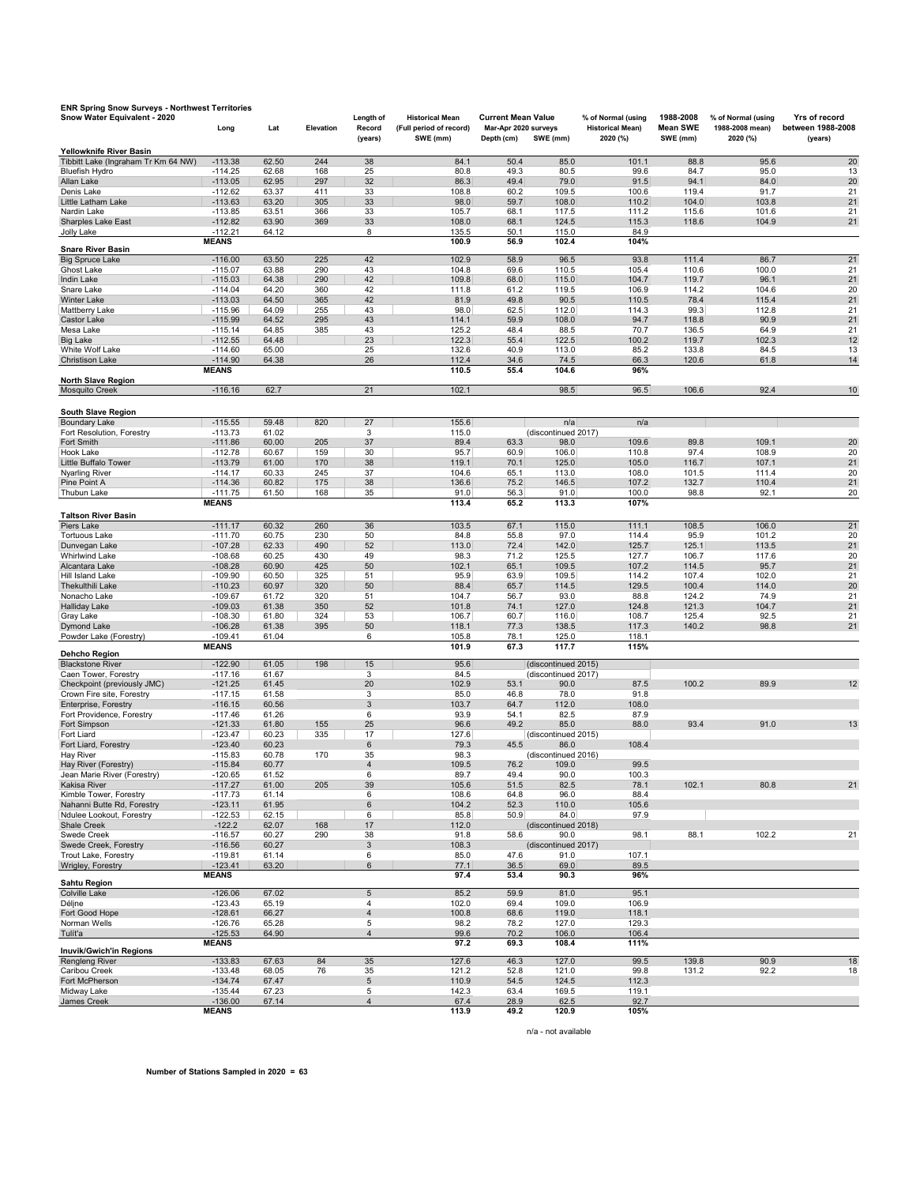**ENR Spring Snow Surveys - Northwest Territories**
**Snow Water Equivalent - 2020**

| | Long | Lat | Elevation | Length of Record (years) | Historical Mean (Full period of record) SWE (mm) | Current Mean Value Mar-Apr 2020 surveys Depth (cm) | SWE (mm) | % of Normal (using Historical Mean) 2020 (%) | 1988-2008 Mean SWE SWE (mm) | % of Normal (using 1988-2008 mean) 2020 (%) | Yrs of record between 1988-2008 (years) |
|---|---|---|---|---|---|---|---|---|---|---|---|
| **Yellowknife River Basin** | | | | | | | | | | | |
| Tibbitt Lake (Ingraham Tr Km 64 NW) | -113.38 | 62.50 | 244 | 38 | 84.1 | 50.4 | 85.0 | 101.1 | 88.8 | 95.6 | 20 |
| Bluefish Hydro | -114.25 | 62.68 | 168 | 25 | 80.8 | 49.3 | 80.5 | 99.6 | 84.7 | 95.0 | 13 |
| Allan Lake | -113.05 | 62.95 | 297 | 32 | 86.3 | 49.4 | 79.0 | 91.5 | 94.1 | 84.0 | 20 |
| Denis Lake | -112.62 | 63.37 | 411 | 33 | 108.8 | 60.2 | 109.5 | 100.6 | 119.4 | 91.7 | 21 |
| Little Latham Lake | -113.63 | 63.20 | 305 | 33 | 98.0 | 59.7 | 108.0 | 110.2 | 104.0 | 103.8 | 21 |
| Nardin Lake | -113.85 | 63.51 | 366 | 33 | 105.7 | 68.1 | 117.5 | 111.2 | 115.6 | 101.6 | 21 |
| Sharples Lake East | -112.82 | 63.90 | 369 | 33 | 108.0 | 68.1 | 124.5 | 115.3 | 118.6 | 104.9 | 21 |
| Jolly Lake | -112.21 | 64.12 | | 8 | 135.5 | 50.1 | 115.0 | 84.9 | | | |
| | **MEANS** | | | | **100.9** | **56.9** | **102.4** | **104%** | | | |
| **Snare River Basin** | | | | | | | | | | | |
| Big Spruce Lake | -116.00 | 63.50 | 225 | 42 | 102.9 | 58.9 | 96.5 | 93.8 | 111.4 | 86.7 | 21 |
| Ghost Lake | -115.07 | 63.88 | 290 | 43 | 104.8 | 69.6 | 110.5 | 105.4 | 110.6 | 100.0 | 21 |
| Indin Lake | -115.03 | 64.38 | 290 | 42 | 109.8 | 68.0 | 115.0 | 104.7 | 119.7 | 96.1 | 21 |
| Snare Lake | -114.04 | 64.20 | 360 | 42 | 111.8 | 61.2 | 119.5 | 106.9 | 114.2 | 104.6 | 20 |
| Winter Lake | -113.03 | 64.50 | 365 | 42 | 81.9 | 49.8 | 90.5 | 110.5 | 78.4 | 115.4 | 21 |
| Mattberry Lake | -115.96 | 64.09 | 255 | 43 | 98.0 | 62.5 | 112.0 | 114.3 | 99.3 | 112.8 | 21 |
| Castor Lake | -115.99 | 64.52 | 295 | 43 | 114.1 | 59.9 | 108.0 | 94.7 | 118.8 | 90.9 | 21 |
| Mesa Lake | -115.14 | 64.85 | 385 | 43 | 125.2 | 48.4 | 88.5 | 70.7 | 136.5 | 64.9 | 21 |
| Big Lake | -112.55 | 64.48 | | 23 | 122.3 | 55.4 | 122.5 | 100.2 | 119.7 | 102.3 | 12 |
| White Wolf Lake | -114.60 | 65.00 | | 25 | 132.6 | 40.9 | 113.0 | 85.2 | 133.8 | 84.5 | 13 |
| Christison Lake | -114.90 | 64.38 | | 26 | 112.4 | 34.6 | 74.5 | 66.3 | 120.6 | 61.8 | 14 |
| | **MEANS** | | | | **110.5** | **55.4** | **104.6** | **96%** | | | |
| **North Slave Region** | | | | | | | | | | | |
| Mosquito Creek | -116.16 | 62.7 | | 21 | 102.1 | | 98.5 | 96.5 | 106.6 | 92.4 | 10 |
| **South Slave Region** | | | | | | | | | | | |
| Boundary Lake | -115.55 | 59.48 | 820 | 27 | 155.6 | | n/a | n/a | | | |
| Fort Resolution, Forestry | -113.73 | 61.02 | | 3 | 115.0 | (discontinued 2017) | | | | | |
| Fort Smith | -111.86 | 60.00 | 205 | 37 | 89.4 | 63.3 | 98.0 | 109.6 | 89.8 | 109.1 | 20 |
| Hook Lake | -112.78 | 60.67 | 159 | 30 | 95.7 | 60.9 | 106.0 | 110.8 | 97.4 | 108.9 | 20 |
| Little Buffalo Tower | -113.79 | 61.00 | 170 | 38 | 119.1 | 70.1 | 125.0 | 105.0 | 116.7 | 107.1 | 21 |
| Nyarling River | -114.17 | 60.33 | 245 | 37 | 104.6 | 65.1 | 113.0 | 108.0 | 101.5 | 111.4 | 20 |
| Pine Point A | -114.36 | 60.82 | 175 | 38 | 136.6 | 75.2 | 146.5 | 107.2 | 132.7 | 110.4 | 21 |
| Thubun Lake | -111.75 | 61.50 | 168 | 35 | 91.0 | 56.3 | 91.0 | 100.0 | 98.8 | 92.1 | 20 |
| | **MEANS** | | | | **113.4** | **65.2** | **113.3** | **107%** | | | |
| **Taltson River Basin** | | | | | | | | | | | |
| Piers Lake | -111.17 | 60.32 | 260 | 36 | 103.5 | 67.1 | 115.0 | 111.1 | 108.5 | 106.0 | 21 |
| Tortuous Lake | -111.70 | 60.75 | 230 | 50 | 84.8 | 55.8 | 97.0 | 114.4 | 95.9 | 101.2 | 20 |
| Dunvegan Lake | -107.28 | 62.33 | 490 | 52 | 113.0 | 72.4 | 142.0 | 125.7 | 125.1 | 113.5 | 21 |
| Whirlwind Lake | -108.68 | 60.25 | 430 | 49 | 98.3 | 71.2 | 125.5 | 127.7 | 106.7 | 117.6 | 20 |
| Alcantara Lake | -108.28 | 60.90 | 425 | 50 | 102.1 | 65.1 | 109.5 | 107.2 | 114.5 | 95.7 | 21 |
| Hill Island Lake | -109.90 | 60.50 | 325 | 51 | 95.9 | 63.9 | 109.5 | 114.2 | 107.4 | 102.0 | 21 |
| Thekulthili Lake | -110.23 | 60.97 | 320 | 50 | 88.4 | 65.7 | 114.5 | 129.5 | 100.4 | 114.0 | 20 |
| Nonacho Lake | -109.67 | 61.72 | 320 | 51 | 104.7 | 56.7 | 93.0 | 88.8 | 124.2 | 74.9 | 21 |
| Halliday Lake | -109.03 | 61.38 | 350 | 52 | 101.8 | 74.1 | 127.0 | 124.8 | 121.3 | 104.7 | 21 |
| Gray Lake | -108.30 | 61.80 | 324 | 53 | 106.7 | 60.7 | 116.0 | 108.7 | 125.4 | 92.5 | 21 |
| Dymond Lake | -106.28 | 61.38 | 395 | 50 | 118.1 | 77.3 | 138.5 | 117.3 | 140.2 | 98.8 | 21 |
| Powder Lake (Forestry) | -109.41 | 61.04 | | 6 | 105.8 | 78.1 | 125.0 | 118.1 | | | |
| | **MEANS** | | | | **101.9** | **67.3** | **117.7** | **115%** | | | |
| **Dehcho Region** | | | | | | | | | | | |
| Blackstone River | -122.90 | 61.05 | 198 | 15 | 95.6 | (discontinued 2015) | | | | | |
| Caen Tower, Forestry | -117.16 | 61.67 | | 3 | 84.5 | (discontinued 2017) | | | | | |
| Checkpoint (previously JMC) | -121.25 | 61.45 | | 20 | 102.9 | 53.1 | 90.0 | 87.5 | 100.2 | 89.9 | 12 |
| Crown Fire site, Forestry | -117.15 | 61.58 | | 3 | 85.0 | 46.8 | 78.0 | 91.8 | | | |
| Enterprise, Forestry | -116.15 | 60.56 | | 3 | 103.7 | 64.7 | 112.0 | 108.0 | | | |
| Fort Providence, Forestry | -117.46 | 61.26 | | 6 | 93.9 | 54.1 | 82.5 | 87.9 | | | |
| Fort Simpson | -121.33 | 61.80 | 155 | 25 | 96.6 | 49.2 | 85.0 | 88.0 | 93.4 | 91.0 | 13 |
| Fort Liard | -123.47 | 60.23 | 335 | 17 | 127.6 | (discontinued 2015) | | | | | |
| Fort Liard, Forestry | -123.40 | 60.23 | | 6 | 79.3 | 45.5 | 86.0 | 108.4 | | | |
| Hay River | -115.83 | 60.78 | 170 | 35 | 98.3 | (discontinued 2016) | | | | | |
| Hay River (Forestry) | -115.84 | 60.77 | | 4 | 109.5 | 76.2 | 109.0 | 99.5 | | | |
| Jean Marie River (Forestry) | -120.65 | 61.52 | | 6 | 89.7 | 49.4 | 90.0 | 100.3 | | | |
| Kakisa River | -117.27 | 61.00 | 205 | 39 | 105.6 | 51.5 | 82.5 | 78.1 | 102.1 | 80.8 | 21 |
| Kimble Tower, Forestry | -117.73 | 61.14 | | 6 | 108.6 | 64.8 | 96.0 | 88.4 | | | |
| Nahanni Butte Rd, Forestry | -123.11 | 61.95 | | 6 | 104.2 | 52.3 | 110.0 | 105.6 | | | |
| Ndulee Lookout, Forestry | -122.53 | 62.15 | | 6 | 85.8 | 50.9 | 84.0 | 97.9 | | | |
| Shale Creek | -122.2 | 62.07 | 168 | 17 | 112.0 | (discontinued 2018) | | | | | |
| Swede Creek | -116.57 | 60.27 | 290 | 38 | 91.8 | 58.6 | 90.0 | 98.1 | 88.1 | 102.2 | 21 |
| Swede Creek, Forestry | -116.56 | 60.27 | | 3 | 108.3 | (discontinued 2017) | | | | | |
| Trout Lake, Forestry | -119.81 | 61.14 | | 6 | 85.0 | 47.6 | 91.0 | 107.1 | | | |
| Wrigley, Forestry | -123.41 | 63.20 | | 6 | 77.1 | 36.5 | 69.0 | 89.5 | | | |
| | **MEANS** | | | | **97.4** | **53.4** | **90.3** | **96%** | | | |
| **Sahtu Region** | | | | | | | | | | | |
| Colville Lake | -126.06 | 67.02 | | 5 | 85.2 | 59.9 | 81.0 | 95.1 | | | |
| Délįne | -123.43 | 65.19 | | 4 | 102.0 | 69.4 | 109.0 | 106.9 | | | |
| Fort Good Hope | -128.61 | 66.27 | | 4 | 100.8 | 68.6 | 119.0 | 118.1 | | | |
| Norman Wells | -126.76 | 65.28 | | 5 | 98.2 | 78.2 | 127.0 | 129.3 | | | |
| Tulít'a | -125.53 | 64.90 | | 4 | 99.6 | 70.2 | 106.0 | 106.4 | | | |
| | **MEANS** | | | | **97.2** | **69.3** | **108.4** | **111%** | | | |
| **Inuvik/Gwich'in Regions** | | | | | | | | | | | |
| Rengleng River | -133.83 | 67.63 | 84 | 35 | 127.6 | 46.3 | 127.0 | 99.5 | 139.8 | 90.9 | 18 |
| Caribou Creek | -133.48 | 68.05 | 76 | 35 | 121.2 | 52.8 | 121.0 | 99.8 | 131.2 | 92.2 | 18 |
| Fort McPherson | -134.74 | 67.47 | | 5 | 110.9 | 54.5 | 124.5 | 112.3 | | | |
| Midway Lake | -135.44 | 67.23 | | 5 | 142.3 | 63.4 | 169.5 | 119.1 | | | |
| James Creek | -136.00 | 67.14 | | 4 | 67.4 | 28.9 | 62.5 | 92.7 | | | |
| | **MEANS** | | | | **113.9** | **49.2** | **120.9** | **105%** | | | |

n/a - not available

**Number of Stations Sampled in 2020 = 63**